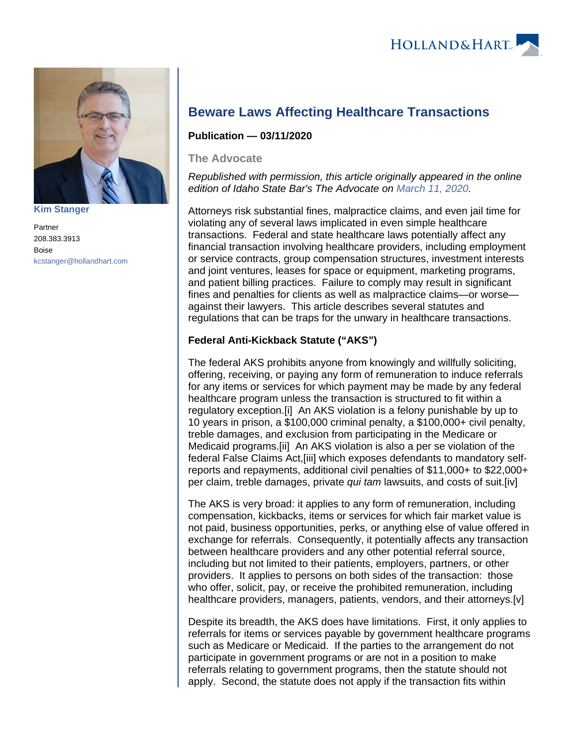Kim Stanger

Partner
208.383.3913
Boise
kcstanger@hollandhart.com

# Beware Laws Affecting Healthcare Transactions

**Publication — 03/11/2020**

**The Advocate**

*Republished with permission, this article originally appeared in the online edition of Idaho State Bar's The Advocate on March 11, 2020.*

Attorneys risk substantial fines, malpractice claims, and even jail time for violating any of several laws implicated in even simple healthcare transactions. Federal and state healthcare laws potentially affect any financial transaction involving healthcare providers, including employment or service contracts, group compensation structures, investment interests and joint ventures, leases for space or equipment, marketing programs, and patient billing practices. Failure to comply may result in significant fines and penalties for clients as well as malpractice claims—or worse—against their lawyers. This article describes several statutes and regulations that can be traps for the unwary in healthcare transactions.

### Federal Anti-Kickback Statute ("AKS")

The federal AKS prohibits anyone from knowingly and willfully soliciting, offering, receiving, or paying any form of remuneration to induce referrals for any items or services for which payment may be made by any federal healthcare program unless the transaction is structured to fit within a regulatory exception.[i] An AKS violation is a felony punishable by up to 10 years in prison, a $100,000 criminal penalty, a $100,000+ civil penalty, treble damages, and exclusion from participating in the Medicare or Medicaid programs.[ii] An AKS violation is also a per se violation of the federal False Claims Act,[iii] which exposes defendants to mandatory self-reports and repayments, additional civil penalties of $11,000+ to $22,000+ per claim, treble damages, private *qui tam* lawsuits, and costs of suit.[iv]

The AKS is very broad: it applies to any form of remuneration, including compensation, kickbacks, items or services for which fair market value is not paid, business opportunities, perks, or anything else of value offered in exchange for referrals. Consequently, it potentially affects any transaction between healthcare providers and any other potential referral source, including but not limited to their patients, employers, partners, or other providers. It applies to persons on both sides of the transaction: those who offer, solicit, pay, or receive the prohibited remuneration, including healthcare providers, managers, patients, vendors, and their attorneys.[v]

Despite its breadth, the AKS does have limitations. First, it only applies to referrals for items or services payable by government healthcare programs such as Medicare or Medicaid. If the parties to the arrangement do not participate in government programs or are not in a position to make referrals relating to government programs, then the statute should not apply. Second, the statute does not apply if the transaction fits within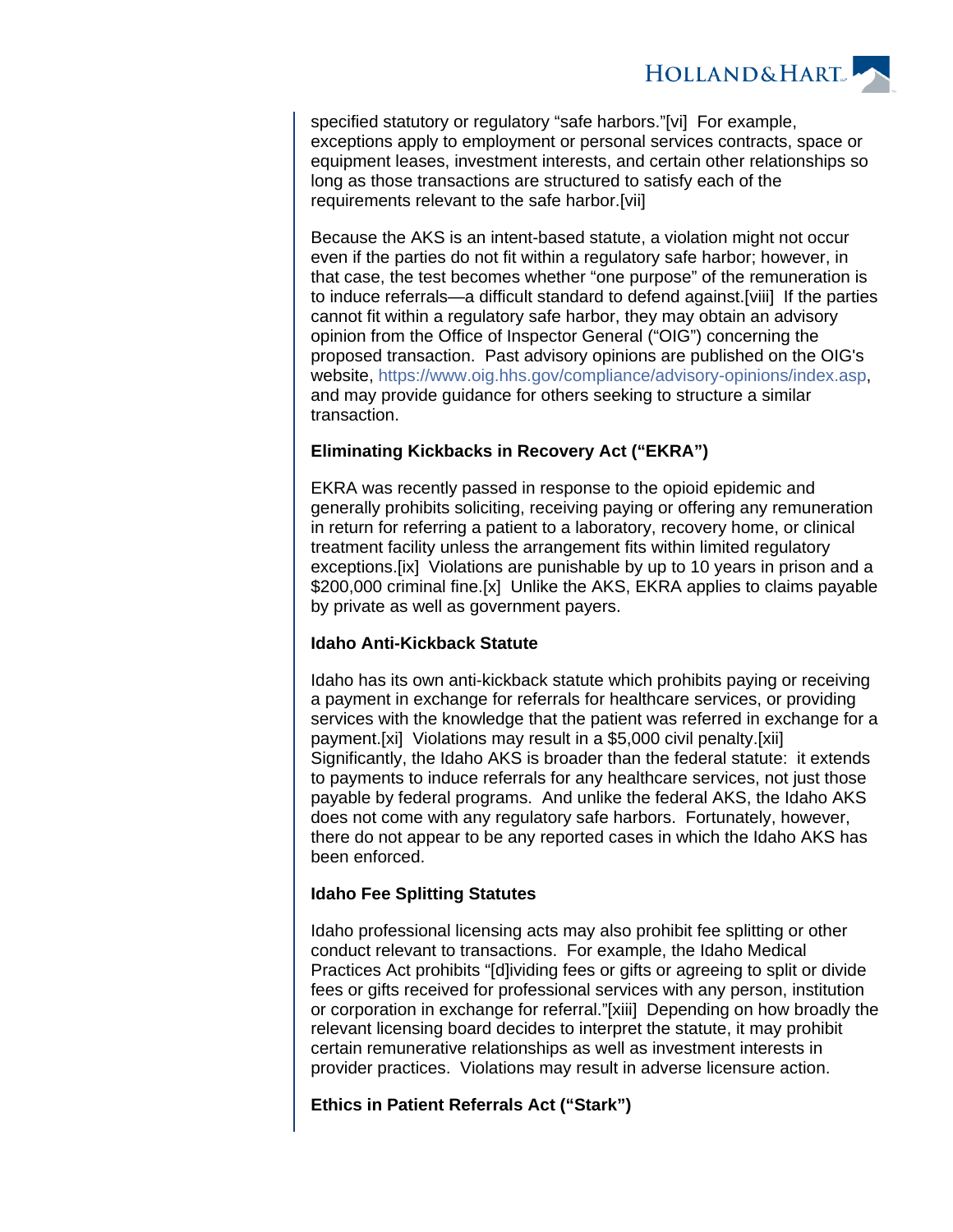specified statutory or regulatory "safe harbors."[vi] For example, exceptions apply to employment or personal services contracts, space or equipment leases, investment interests, and certain other relationships so long as those transactions are structured to satisfy each of the requirements relevant to the safe harbor.[vii]

Because the AKS is an intent-based statute, a violation might not occur even if the parties do not fit within a regulatory safe harbor; however, in that case, the test becomes whether "one purpose" of the remuneration is to induce referrals—a difficult standard to defend against.[viii] If the parties cannot fit within a regulatory safe harbor, they may obtain an advisory opinion from the Office of Inspector General ("OIG") concerning the proposed transaction. Past advisory opinions are published on the OIG's website, https://www.oig.hhs.gov/compliance/advisory-opinions/index.asp, and may provide guidance for others seeking to structure a similar transaction.

**Eliminating Kickbacks in Recovery Act ("EKRA")**

EKRA was recently passed in response to the opioid epidemic and generally prohibits soliciting, receiving paying or offering any remuneration in return for referring a patient to a laboratory, recovery home, or clinical treatment facility unless the arrangement fits within limited regulatory exceptions.[ix] Violations are punishable by up to 10 years in prison and a $200,000 criminal fine.[x] Unlike the AKS, EKRA applies to claims payable by private as well as government payers.

**Idaho Anti-Kickback Statute**

Idaho has its own anti-kickback statute which prohibits paying or receiving a payment in exchange for referrals for healthcare services, or providing services with the knowledge that the patient was referred in exchange for a payment.[xi] Violations may result in a $5,000 civil penalty.[xii] Significantly, the Idaho AKS is broader than the federal statute: it extends to payments to induce referrals for any healthcare services, not just those payable by federal programs. And unlike the federal AKS, the Idaho AKS does not come with any regulatory safe harbors. Fortunately, however, there do not appear to be any reported cases in which the Idaho AKS has been enforced.

**Idaho Fee Splitting Statutes**

Idaho professional licensing acts may also prohibit fee splitting or other conduct relevant to transactions. For example, the Idaho Medical Practices Act prohibits "[d]ividing fees or gifts or agreeing to split or divide fees or gifts received for professional services with any person, institution or corporation in exchange for referral."[xiii] Depending on how broadly the relevant licensing board decides to interpret the statute, it may prohibit certain remunerative relationships as well as investment interests in provider practices. Violations may result in adverse licensure action.

**Ethics in Patient Referrals Act ("Stark")**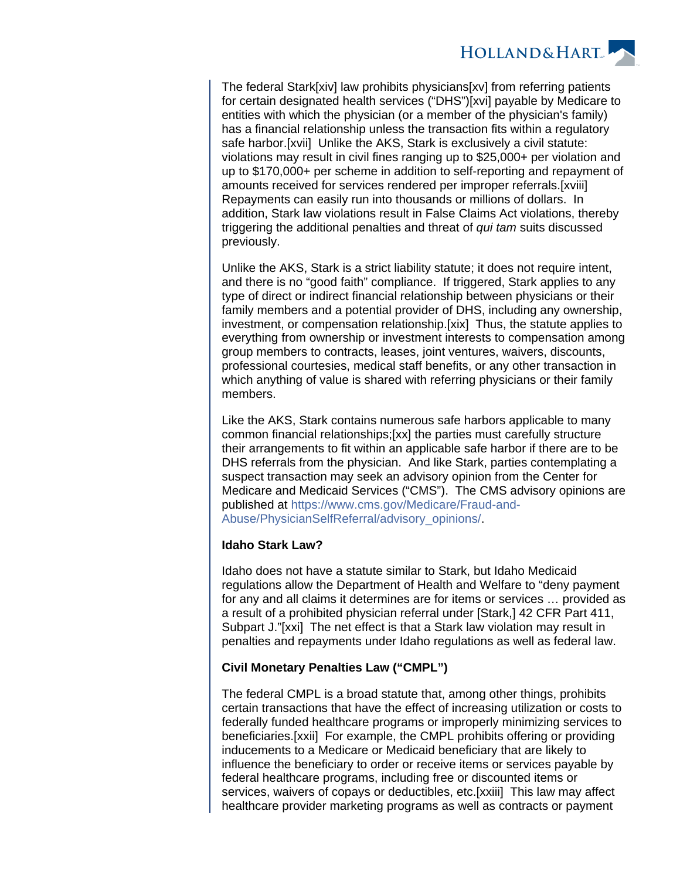The federal Stark[xiv] law prohibits physicians[xv] from referring patients for certain designated health services ("DHS")[xvi] payable by Medicare to entities with which the physician (or a member of the physician's family) has a financial relationship unless the transaction fits within a regulatory safe harbor.[xvii] Unlike the AKS, Stark is exclusively a civil statute: violations may result in civil fines ranging up to $25,000+ per violation and up to $170,000+ per scheme in addition to self-reporting and repayment of amounts received for services rendered per improper referrals.[xviii] Repayments can easily run into thousands or millions of dollars. In addition, Stark law violations result in False Claims Act violations, thereby triggering the additional penalties and threat of *qui tam* suits discussed previously.

Unlike the AKS, Stark is a strict liability statute; it does not require intent, and there is no "good faith" compliance. If triggered, Stark applies to any type of direct or indirect financial relationship between physicians or their family members and a potential provider of DHS, including any ownership, investment, or compensation relationship.[xix] Thus, the statute applies to everything from ownership or investment interests to compensation among group members to contracts, leases, joint ventures, waivers, discounts, professional courtesies, medical staff benefits, or any other transaction in which anything of value is shared with referring physicians or their family members.

Like the AKS, Stark contains numerous safe harbors applicable to many common financial relationships;[xx] the parties must carefully structure their arrangements to fit within an applicable safe harbor if there are to be DHS referrals from the physician. And like Stark, parties contemplating a suspect transaction may seek an advisory opinion from the Center for Medicare and Medicaid Services ("CMS"). The CMS advisory opinions are published at https://www.cms.gov/Medicare/Fraud-and-Abuse/PhysicianSelfReferral/advisory_opinions/.

**Idaho Stark Law?**

Idaho does not have a statute similar to Stark, but Idaho Medicaid regulations allow the Department of Health and Welfare to "deny payment for any and all claims it determines are for items or services … provided as a result of a prohibited physician referral under [Stark,] 42 CFR Part 411, Subpart J."[xxi] The net effect is that a Stark law violation may result in penalties and repayments under Idaho regulations as well as federal law.

**Civil Monetary Penalties Law ("CMPL")**

The federal CMPL is a broad statute that, among other things, prohibits certain transactions that have the effect of increasing utilization or costs to federally funded healthcare programs or improperly minimizing services to beneficiaries.[xxii] For example, the CMPL prohibits offering or providing inducements to a Medicare or Medicaid beneficiary that are likely to influence the beneficiary to order or receive items or services payable by federal healthcare programs, including free or discounted items or services, waivers of copays or deductibles, etc.[xxiii] This law may affect healthcare provider marketing programs as well as contracts or payment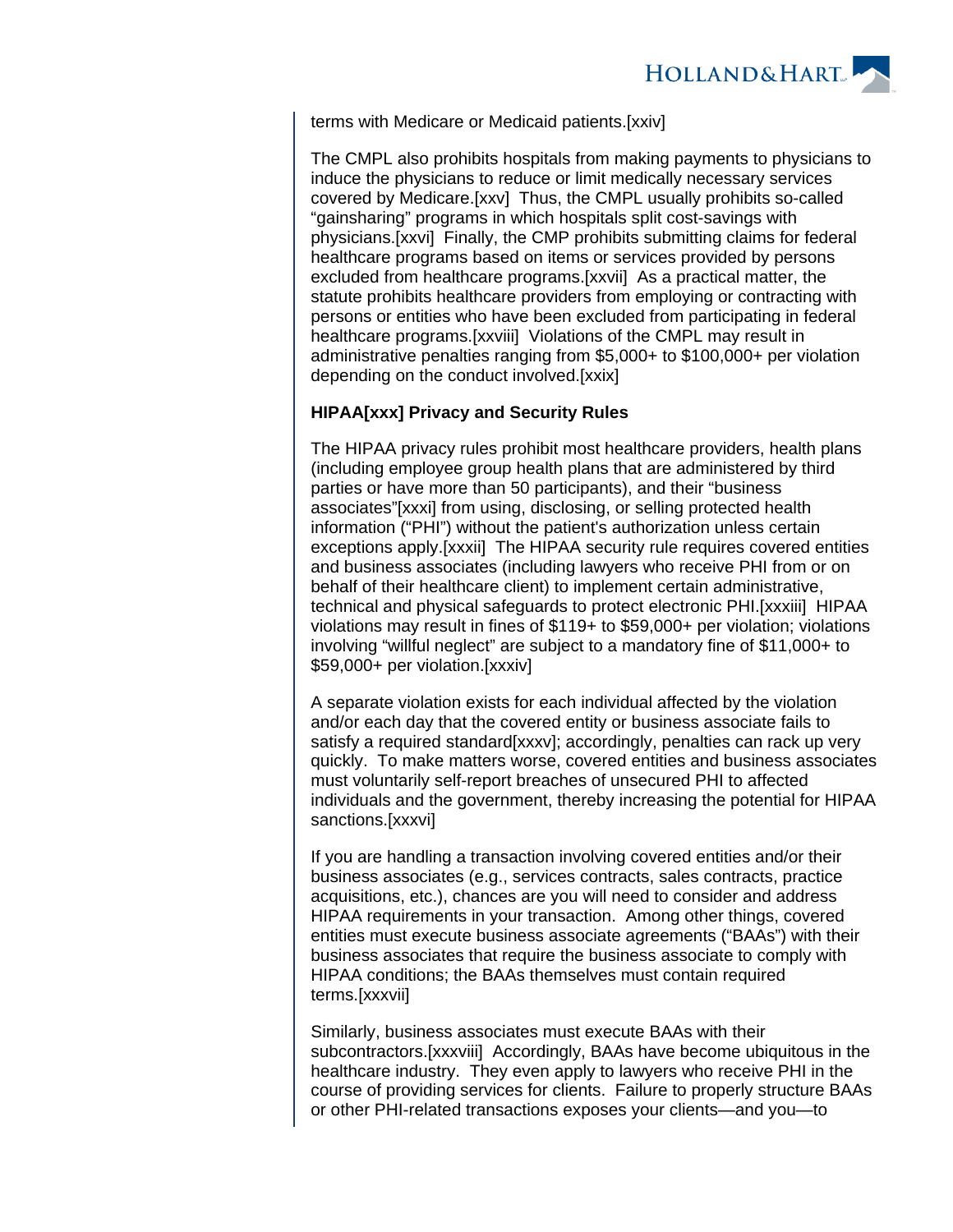terms with Medicare or Medicaid patients.[xxiv]

The CMPL also prohibits hospitals from making payments to physicians to induce the physicians to reduce or limit medically necessary services covered by Medicare.[xxv] Thus, the CMPL usually prohibits so-called "gainsharing" programs in which hospitals split cost-savings with physicians.[xxvi] Finally, the CMP prohibits submitting claims for federal healthcare programs based on items or services provided by persons excluded from healthcare programs.[xxvii] As a practical matter, the statute prohibits healthcare providers from employing or contracting with persons or entities who have been excluded from participating in federal healthcare programs.[xxviii] Violations of the CMPL may result in administrative penalties ranging from $5,000+ to $100,000+ per violation depending on the conduct involved.[xxix]

**HIPAA[xxx] Privacy and Security Rules**

The HIPAA privacy rules prohibit most healthcare providers, health plans (including employee group health plans that are administered by third parties or have more than 50 participants), and their "business associates"[xxxi] from using, disclosing, or selling protected health information ("PHI") without the patient's authorization unless certain exceptions apply.[xxxii] The HIPAA security rule requires covered entities and business associates (including lawyers who receive PHI from or on behalf of their healthcare client) to implement certain administrative, technical and physical safeguards to protect electronic PHI.[xxxiii] HIPAA violations may result in fines of $119+ to $59,000+ per violation; violations involving "willful neglect" are subject to a mandatory fine of $11,000+ to $59,000+ per violation.[xxxiv]

A separate violation exists for each individual affected by the violation and/or each day that the covered entity or business associate fails to satisfy a required standard[xxxv]; accordingly, penalties can rack up very quickly. To make matters worse, covered entities and business associates must voluntarily self-report breaches of unsecured PHI to affected individuals and the government, thereby increasing the potential for HIPAA sanctions.[xxxvi]

If you are handling a transaction involving covered entities and/or their business associates (e.g., services contracts, sales contracts, practice acquisitions, etc.), chances are you will need to consider and address HIPAA requirements in your transaction. Among other things, covered entities must execute business associate agreements ("BAAs") with their business associates that require the business associate to comply with HIPAA conditions; the BAAs themselves must contain required terms.[xxxvii]

Similarly, business associates must execute BAAs with their subcontractors.[xxxviii] Accordingly, BAAs have become ubiquitous in the healthcare industry. They even apply to lawyers who receive PHI in the course of providing services for clients. Failure to properly structure BAAs or other PHI-related transactions exposes your clients—and you—to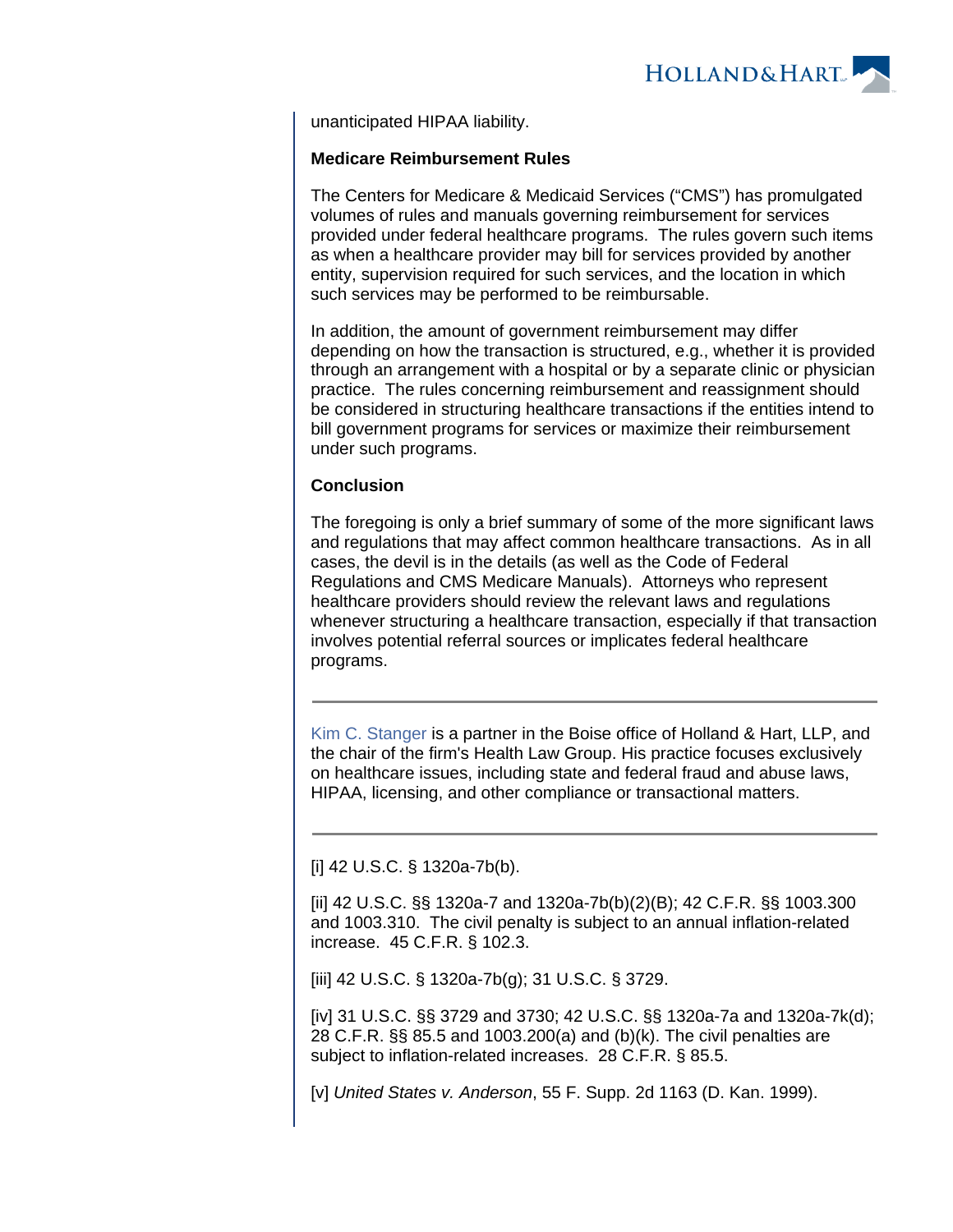unanticipated HIPAA liability.

**Medicare Reimbursement Rules**

The Centers for Medicare & Medicaid Services ("CMS") has promulgated volumes of rules and manuals governing reimbursement for services provided under federal healthcare programs. The rules govern such items as when a healthcare provider may bill for services provided by another entity, supervision required for such services, and the location in which such services may be performed to be reimbursable.

In addition, the amount of government reimbursement may differ depending on how the transaction is structured, e.g., whether it is provided through an arrangement with a hospital or by a separate clinic or physician practice. The rules concerning reimbursement and reassignment should be considered in structuring healthcare transactions if the entities intend to bill government programs for services or maximize their reimbursement under such programs.

**Conclusion**

The foregoing is only a brief summary of some of the more significant laws and regulations that may affect common healthcare transactions. As in all cases, the devil is in the details (as well as the Code of Federal Regulations and CMS Medicare Manuals). Attorneys who represent healthcare providers should review the relevant laws and regulations whenever structuring a healthcare transaction, especially if that transaction involves potential referral sources or implicates federal healthcare programs.

---

Kim C. Stanger is a partner in the Boise office of Holland & Hart, LLP, and the chair of the firm's Health Law Group. His practice focuses exclusively on healthcare issues, including state and federal fraud and abuse laws, HIPAA, licensing, and other compliance or transactional matters.

---

[i] 42 U.S.C. § 1320a-7b(b).

[ii] 42 U.S.C. §§ 1320a-7 and 1320a-7b(b)(2)(B); 42 C.F.R. §§ 1003.300 and 1003.310. The civil penalty is subject to an annual inflation-related increase. 45 C.F.R. § 102.3.

[iii] 42 U.S.C. § 1320a-7b(g); 31 U.S.C. § 3729.

[iv] 31 U.S.C. §§ 3729 and 3730; 42 U.S.C. §§ 1320a-7a and 1320a-7k(d); 28 C.F.R. §§ 85.5 and 1003.200(a) and (b)(k). The civil penalties are subject to inflation-related increases. 28 C.F.R. § 85.5.

[v] *United States v. Anderson*, 55 F. Supp. 2d 1163 (D. Kan. 1999).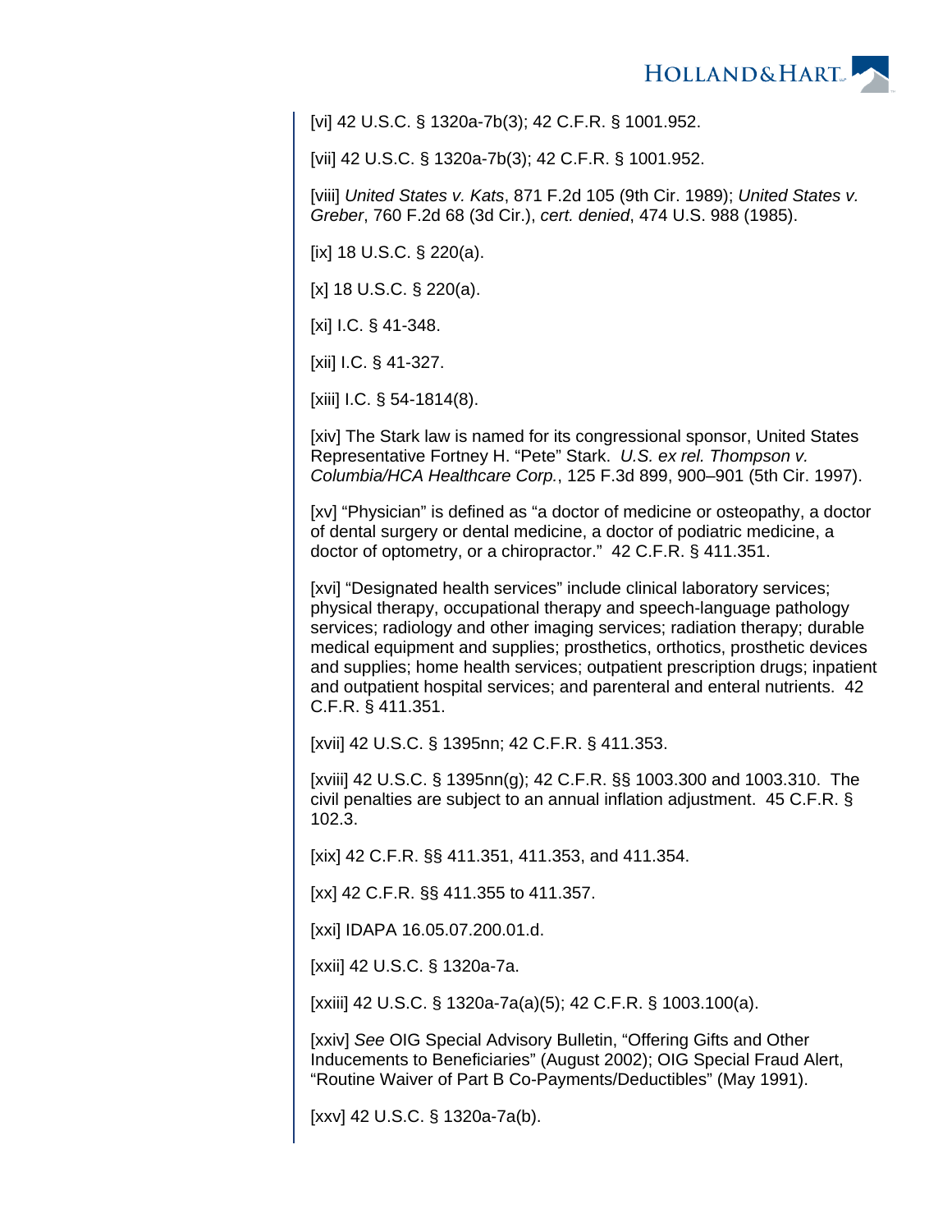[vi] 42 U.S.C. § 1320a-7b(3); 42 C.F.R. § 1001.952.

[vii] 42 U.S.C. § 1320a-7b(3); 42 C.F.R. § 1001.952.

[viii] *United States v. Kats*, 871 F.2d 105 (9th Cir. 1989); *United States v. Greber*, 760 F.2d 68 (3d Cir.), *cert. denied*, 474 U.S. 988 (1985).

[ix] 18 U.S.C. § 220(a).

[x] 18 U.S.C. § 220(a).

[xi] I.C. § 41-348.

[xii] I.C. § 41-327.

[xiii] I.C. § 54-1814(8).

[xiv] The Stark law is named for its congressional sponsor, United States Representative Fortney H. "Pete" Stark. *U.S. ex rel. Thompson v. Columbia/HCA Healthcare Corp.*, 125 F.3d 899, 900–901 (5th Cir. 1997).

[xv] "Physician" is defined as "a doctor of medicine or osteopathy, a doctor of dental surgery or dental medicine, a doctor of podiatric medicine, a doctor of optometry, or a chiropractor." 42 C.F.R. § 411.351.

[xvi] "Designated health services" include clinical laboratory services; physical therapy, occupational therapy and speech-language pathology services; radiology and other imaging services; radiation therapy; durable medical equipment and supplies; prosthetics, orthotics, prosthetic devices and supplies; home health services; outpatient prescription drugs; inpatient and outpatient hospital services; and parenteral and enteral nutrients. 42 C.F.R. § 411.351.

[xvii] 42 U.S.C. § 1395nn; 42 C.F.R. § 411.353.

[xviii] 42 U.S.C. § 1395nn(g); 42 C.F.R. §§ 1003.300 and 1003.310. The civil penalties are subject to an annual inflation adjustment. 45 C.F.R. § 102.3.

[xix] 42 C.F.R. §§ 411.351, 411.353, and 411.354.

[xx] 42 C.F.R. §§ 411.355 to 411.357.

[xxi] IDAPA 16.05.07.200.01.d.

[xxii] 42 U.S.C. § 1320a-7a.

[xxiii] 42 U.S.C. § 1320a-7a(a)(5); 42 C.F.R. § 1003.100(a).

[xxiv] *See* OIG Special Advisory Bulletin, "Offering Gifts and Other Inducements to Beneficiaries" (August 2002); OIG Special Fraud Alert, "Routine Waiver of Part B Co-Payments/Deductibles" (May 1991).

[xxv] 42 U.S.C. § 1320a-7a(b).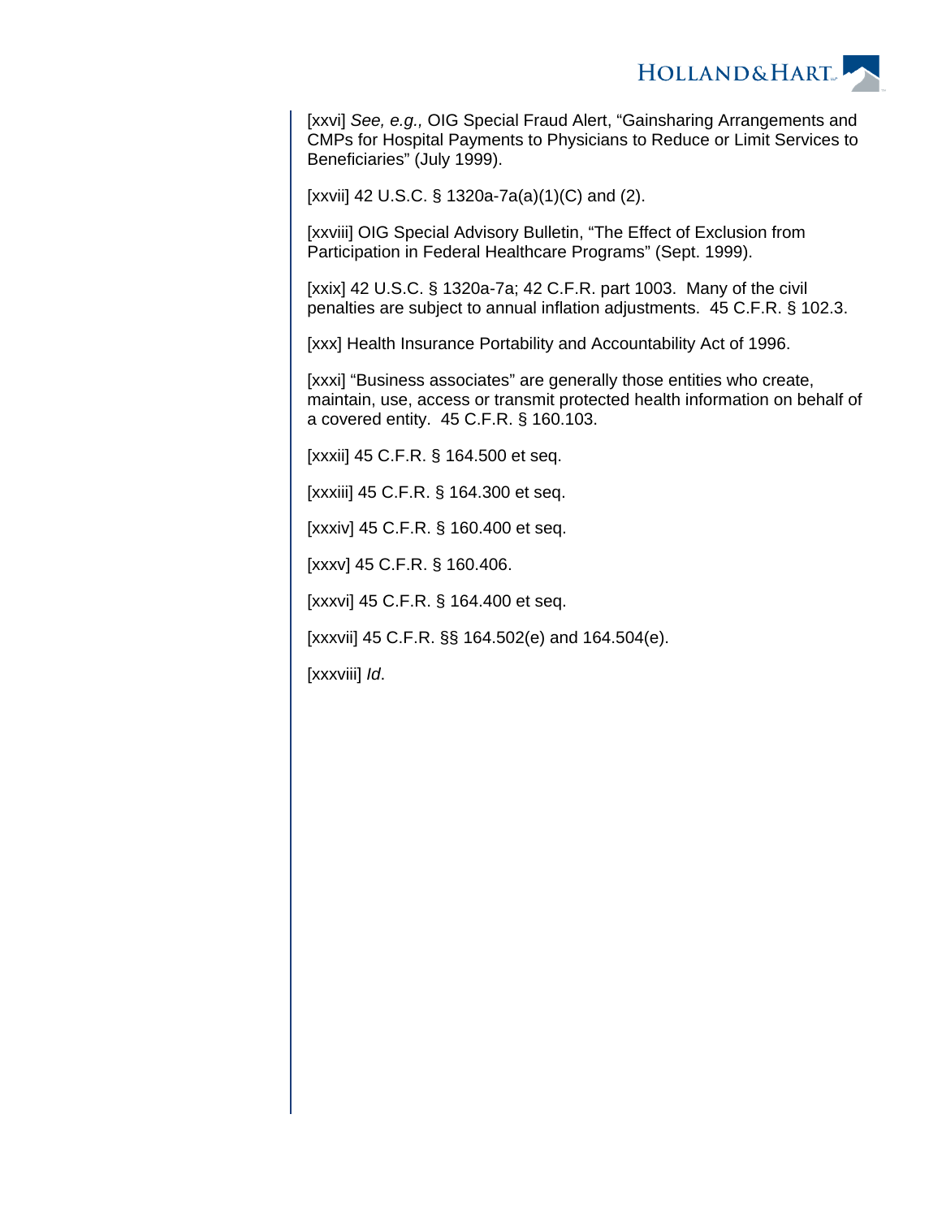[xxvi] *See, e.g.,* OIG Special Fraud Alert, “Gainsharing Arrangements and CMPs for Hospital Payments to Physicians to Reduce or Limit Services to Beneficiaries” (July 1999).

[xxvii] 42 U.S.C. § 1320a-7a(a)(1)(C) and (2).

[xxviii] OIG Special Advisory Bulletin, “The Effect of Exclusion from Participation in Federal Healthcare Programs” (Sept. 1999).

[xxix] 42 U.S.C. § 1320a-7a; 42 C.F.R. part 1003. Many of the civil penalties are subject to annual inflation adjustments. 45 C.F.R. § 102.3.

[xxx] Health Insurance Portability and Accountability Act of 1996.

[xxxi] “Business associates” are generally those entities who create, maintain, use, access or transmit protected health information on behalf of a covered entity. 45 C.F.R. § 160.103.

[xxxii] 45 C.F.R. § 164.500 et seq.

[xxxiii] 45 C.F.R. § 164.300 et seq.

[xxxiv] 45 C.F.R. § 160.400 et seq.

[xxxv] 45 C.F.R. § 160.406.

[xxxvi] 45 C.F.R. § 164.400 et seq.

[xxxvii] 45 C.F.R. §§ 164.502(e) and 164.504(e).

[xxxviii] *Id*.